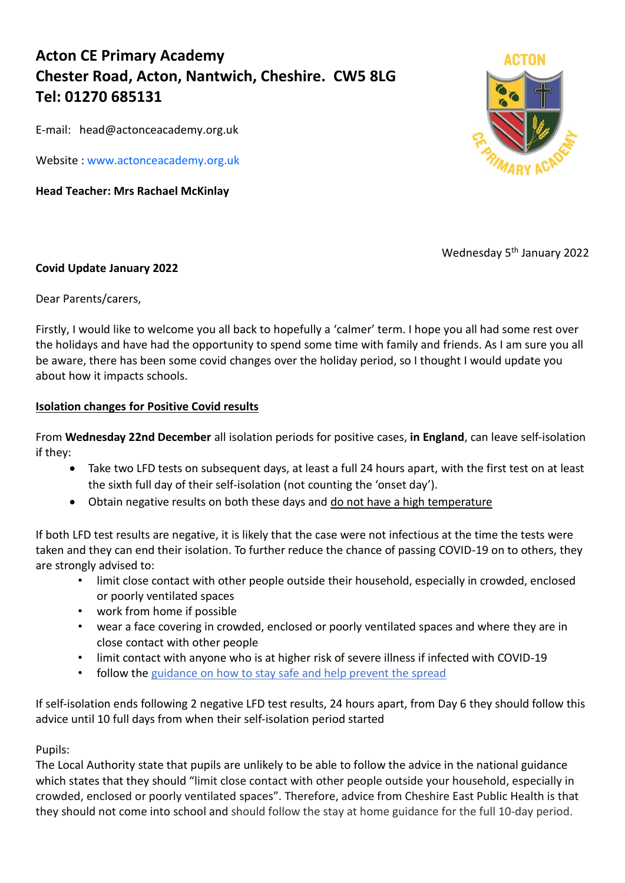# Acton CE Primary Academy
# Chester Road, Acton, Nantwich, Cheshire. CW5 8LG
# Tel: 01270 685131

E-mail: head@actonceacademy.org.uk

Website : www.actonceacademy.org.uk

**Head Teacher: Mrs Rachael McKinlay**

Wednesday 5th January 2022

**Covid Update January 2022**

Dear Parents/carers,

Firstly, I would like to welcome you all back to hopefully a 'calmer' term. I hope you all had some rest over the holidays and have had the opportunity to spend some time with family and friends. As I am sure you all be aware, there has been some covid changes over the holiday period, so I thought I would update you about how it impacts schools.

**Isolation changes for Positive Covid results**

From **Wednesday 22nd December** all isolation periods for positive cases, **in England**, can leave self-isolation if they:

- Take two LFD tests on subsequent days, at least a full 24 hours apart, with the first test on at least the sixth full day of their self-isolation (not counting the 'onset day').
- Obtain negative results on both these days and do not have a high temperature

If both LFD test results are negative, it is likely that the case were not infectious at the time the tests were taken and they can end their isolation. To further reduce the chance of passing COVID-19 on to others, they are strongly advised to:

- limit close contact with other people outside their household, especially in crowded, enclosed or poorly ventilated spaces
- work from home if possible
- wear a face covering in crowded, enclosed or poorly ventilated spaces and where they are in close contact with other people
- limit contact with anyone who is at higher risk of severe illness if infected with COVID-19
- follow the guidance on how to stay safe and help prevent the spread

If self-isolation ends following 2 negative LFD test results, 24 hours apart, from Day 6 they should follow this advice until 10 full days from when their self-isolation period started

Pupils:
The Local Authority state that pupils are unlikely to be able to follow the advice in the national guidance which states that they should "limit close contact with other people outside your household, especially in crowded, enclosed or poorly ventilated spaces". Therefore, advice from Cheshire East Public Health is that they should not come into school and should follow the stay at home guidance for the full 10-day period.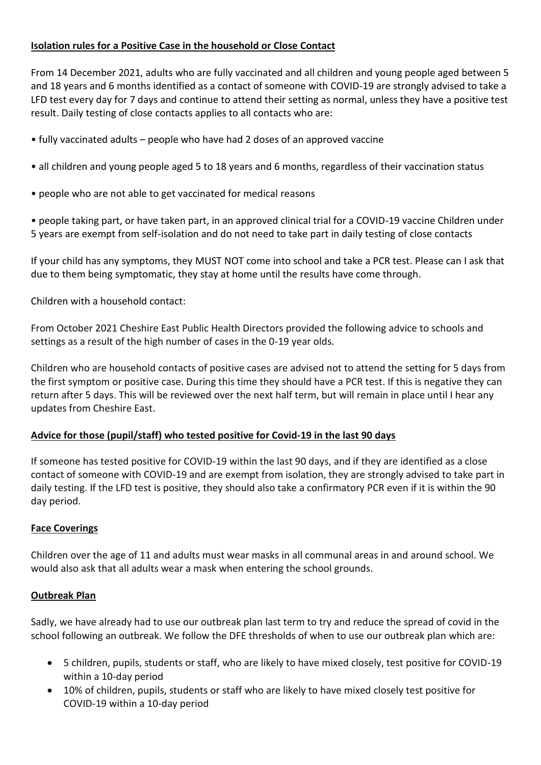**Isolation rules for a Positive Case in the household or Close Contact**

From 14 December 2021, adults who are fully vaccinated and all children and young people aged between 5 and 18 years and 6 months identified as a contact of someone with COVID-19 are strongly advised to take a LFD test every day for 7 days and continue to attend their setting as normal, unless they have a positive test result. Daily testing of close contacts applies to all contacts who are:

- fully vaccinated adults – people who have had 2 doses of an approved vaccine
- all children and young people aged 5 to 18 years and 6 months, regardless of their vaccination status
- people who are not able to get vaccinated for medical reasons
- people taking part, or have taken part, in an approved clinical trial for a COVID-19 vaccine Children under 5 years are exempt from self-isolation and do not need to take part in daily testing of close contacts

If your child has any symptoms, they MUST NOT come into school and take a PCR test. Please can I ask that due to them being symptomatic, they stay at home until the results have come through.

Children with a household contact:

From October 2021 Cheshire East Public Health Directors provided the following advice to schools and settings as a result of the high number of cases in the 0-19 year olds.

Children who are household contacts of positive cases are advised not to attend the setting for 5 days from the first symptom or positive case. During this time they should have a PCR test. If this is negative they can return after 5 days. This will be reviewed over the next half term, but will remain in place until I hear any updates from Cheshire East.

**Advice for those (pupil/staff) who tested positive for Covid-19 in the last 90 days**

If someone has tested positive for COVID-19 within the last 90 days, and if they are identified as a close contact of someone with COVID-19 and are exempt from isolation, they are strongly advised to take part in daily testing. If the LFD test is positive, they should also take a confirmatory PCR even if it is within the 90 day period.

**Face Coverings**

Children over the age of 11 and adults must wear masks in all communal areas in and around school. We would also ask that all adults wear a mask when entering the school grounds.

**Outbreak Plan**

Sadly, we have already had to use our outbreak plan last term to try and reduce the spread of covid in the school following an outbreak. We follow the DFE thresholds of when to use our outbreak plan which are:

- 5 children, pupils, students or staff, who are likely to have mixed closely, test positive for COVID-19 within a 10-day period
- 10% of children, pupils, students or staff who are likely to have mixed closely test positive for COVID-19 within a 10-day period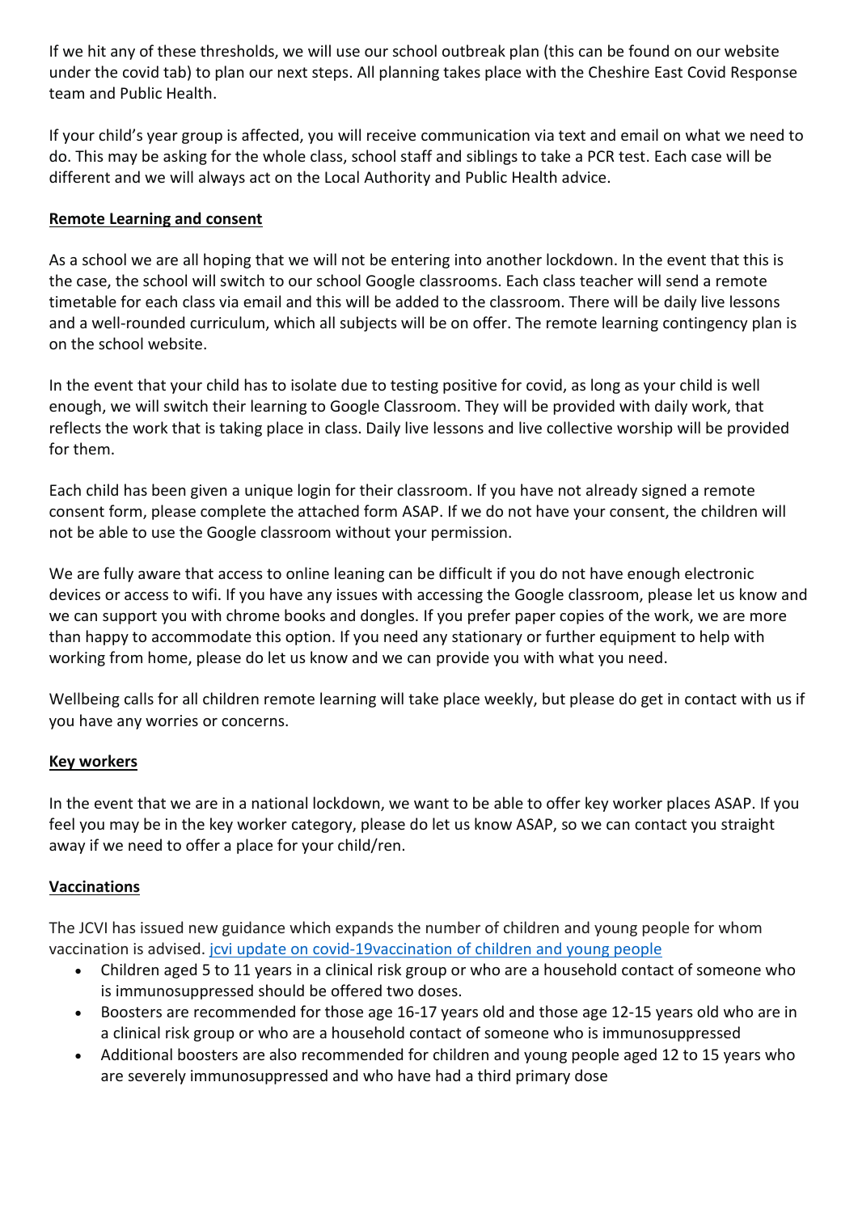If we hit any of these thresholds, we will use our school outbreak plan (this can be found on our website under the covid tab) to plan our next steps. All planning takes place with the Cheshire East Covid Response team and Public Health.

If your child's year group is affected, you will receive communication via text and email on what we need to do. This may be asking for the whole class, school staff and siblings to take a PCR test. Each case will be different and we will always act on the Local Authority and Public Health advice.

**Remote Learning and consent**

As a school we are all hoping that we will not be entering into another lockdown. In the event that this is the case, the school will switch to our school Google classrooms. Each class teacher will send a remote timetable for each class via email and this will be added to the classroom. There will be daily live lessons and a well-rounded curriculum, which all subjects will be on offer. The remote learning contingency plan is on the school website.

In the event that your child has to isolate due to testing positive for covid, as long as your child is well enough, we will switch their learning to Google Classroom. They will be provided with daily work, that reflects the work that is taking place in class. Daily live lessons and live collective worship will be provided for them.

Each child has been given a unique login for their classroom. If you have not already signed a remote consent form, please complete the attached form ASAP. If we do not have your consent, the children will not be able to use the Google classroom without your permission.

We are fully aware that access to online leaning can be difficult if you do not have enough electronic devices or access to wifi. If you have any issues with accessing the Google classroom, please let us know and we can support you with chrome books and dongles. If you prefer paper copies of the work, we are more than happy to accommodate this option. If you need any stationary or further equipment to help with working from home, please do let us know and we can provide you with what you need.

Wellbeing calls for all children remote learning will take place weekly, but please do get in contact with us if you have any worries or concerns.

**Key workers**

In the event that we are in a national lockdown, we want to be able to offer key worker places ASAP. If you feel you may be in the key worker category, please do let us know ASAP, so we can contact you straight away if we need to offer a place for your child/ren.

**Vaccinations**

The JCVI has issued new guidance which expands the number of children and young people for whom vaccination is advised. jcvi update on covid-19vaccination of children and young people

- Children aged 5 to 11 years in a clinical risk group or who are a household contact of someone who is immunosuppressed should be offered two doses.
- Boosters are recommended for those age 16-17 years old and those age 12-15 years old who are in a clinical risk group or who are a household contact of someone who is immunosuppressed
- Additional boosters are also recommended for children and young people aged 12 to 15 years who are severely immunosuppressed and who have had a third primary dose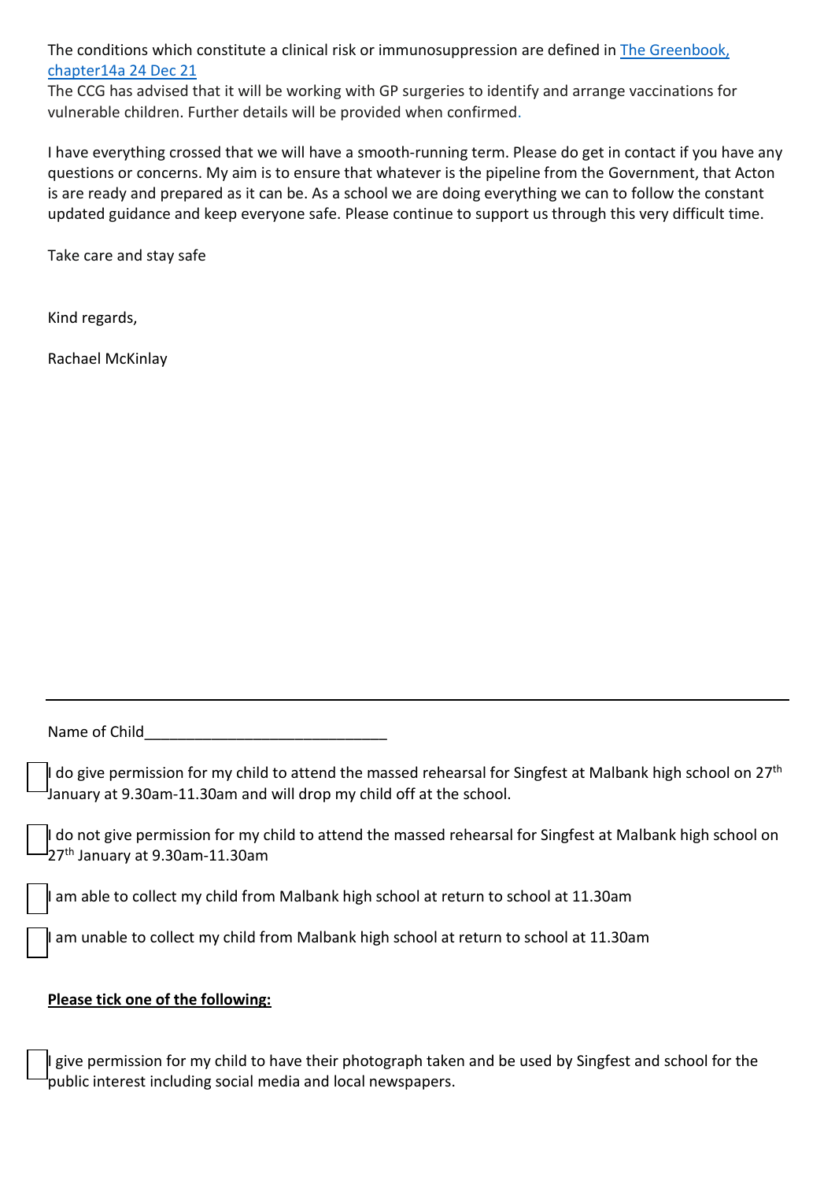The conditions which constitute a clinical risk or immunosuppression are defined in [The Greenbook, chapter14a 24 Dec 21]
The CCG has advised that it will be working with GP surgeries to identify and arrange vaccinations for vulnerable children. Further details will be provided when confirmed.

I have everything crossed that we will have a smooth-running term. Please do get in contact if you have any questions or concerns. My aim is to ensure that whatever is the pipeline from the Government, that Acton is are ready and prepared as it can be. As a school we are doing everything we can to follow the constant updated guidance and keep everyone safe. Please continue to support us through this very difficult time.

Take care and stay safe

Kind regards,

Rachael McKinlay

---

Name of Child_____________________________

☐ I do give permission for my child to attend the massed rehearsal for Singfest at Malbank high school on 27th January at 9.30am-11.30am and will drop my child off at the school.

☐ I do not give permission for my child to attend the massed rehearsal for Singfest at Malbank high school on 27th January at 9.30am-11.30am

☐ I am able to collect my child from Malbank high school at return to school at 11.30am

☐ I am unable to collect my child from Malbank high school at return to school at 11.30am

**Please tick one of the following:**

☐ I give permission for my child to have their photograph taken and be used by Singfest and school for the public interest including social media and local newspapers.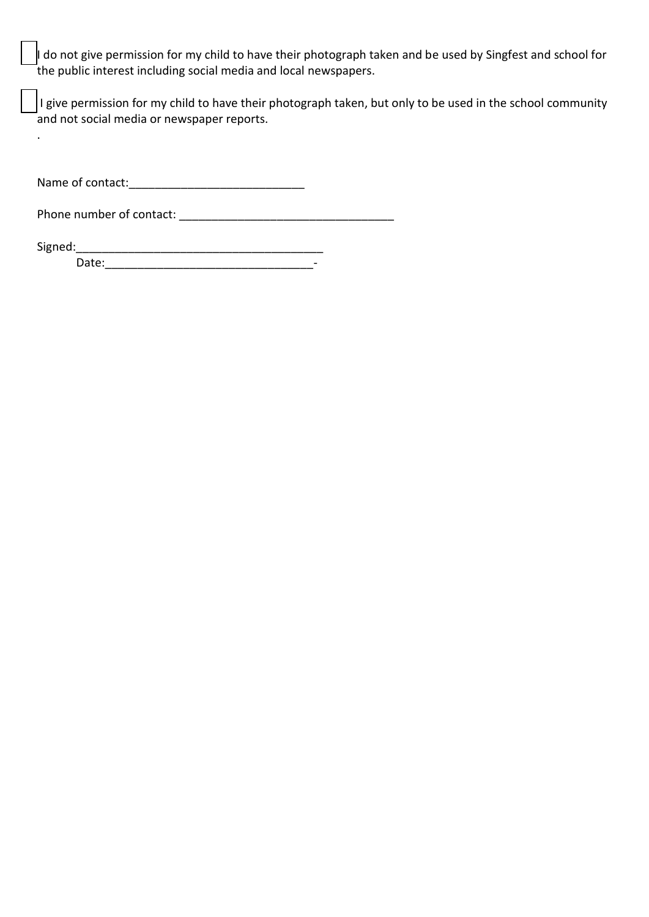☐ I do not give permission for my child to have their photograph taken and be used by Singfest and school for the public interest including social media and local newspapers.

☐ I give permission for my child to have their photograph taken, but only to be used in the school community and not social media or newspaper reports.

.

Name of contact:___________________________

Phone number of contact: _________________________________

Signed:______________________________________

Date:________________________________-